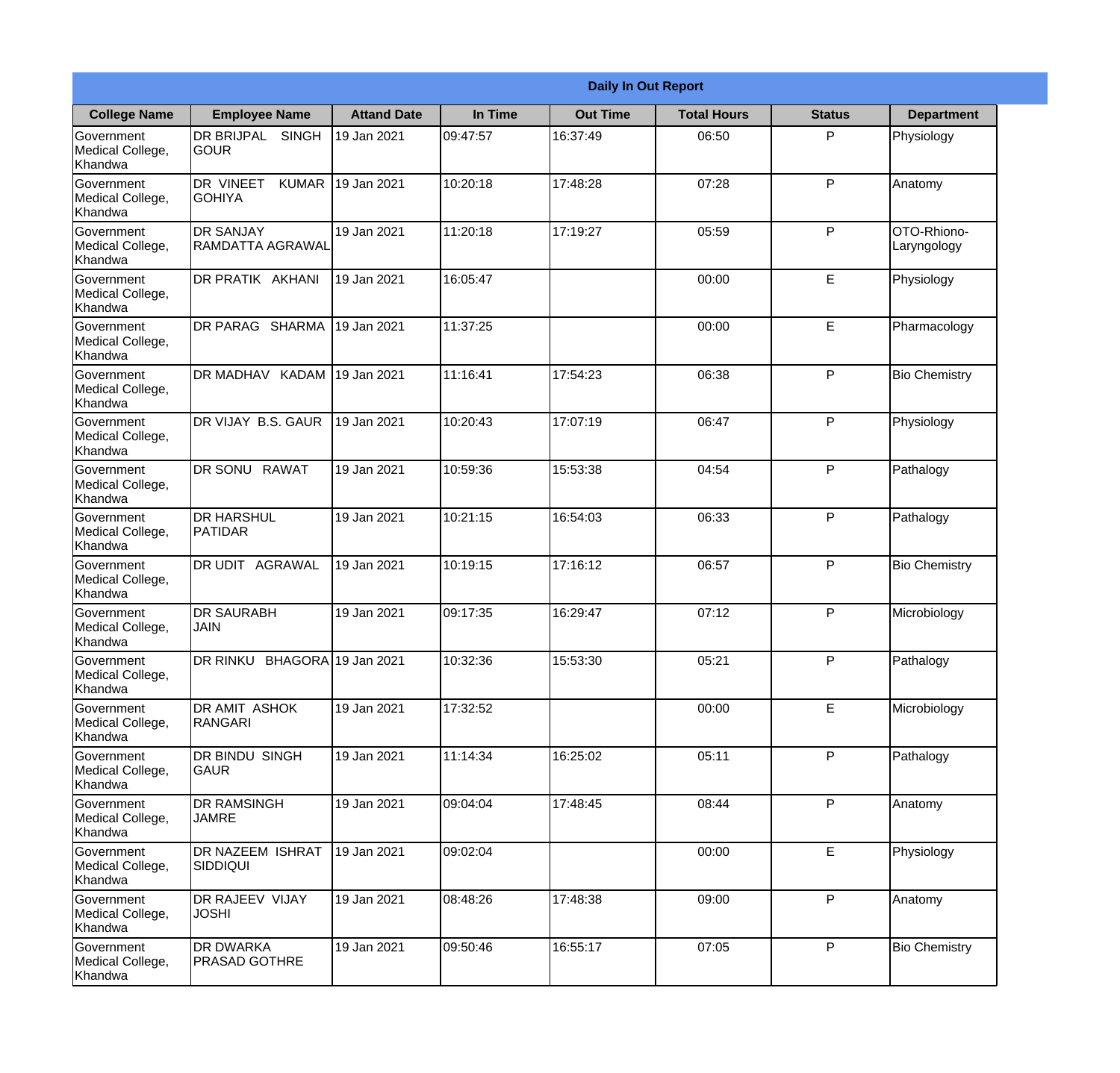| Daily In Out Report | | | | | | | |
|---|---|---|---|---|---|---|---|
| **College Name** | **Employee Name** | **Attand Date** | **In Time** | **Out Time** | **Total Hours** | **Status** | **Department** |
| Government Medical College, Khandwa | DR BRIJPAL SINGH GOUR | 19 Jan 2021 | 09:47:57 | 16:37:49 | 06:50 | P | Physiology |
| Government Medical College, Khandwa | DR VINEET KUMAR GOHIYA | 19 Jan 2021 | 10:20:18 | 17:48:28 | 07:28 | P | Anatomy |
| Government Medical College, Khandwa | DR SANJAY RAMDATTA AGRAWAL | 19 Jan 2021 | 11:20:18 | 17:19:27 | 05:59 | P | OTO-Rhiono-Laryngology |
| Government Medical College, Khandwa | DR PRATIK AKHANI | 19 Jan 2021 | 16:05:47 | | 00:00 | E | Physiology |
| Government Medical College, Khandwa | DR PARAG SHARMA | 19 Jan 2021 | 11:37:25 | | 00:00 | E | Pharmacology |
| Government Medical College, Khandwa | DR MADHAV KADAM | 19 Jan 2021 | 11:16:41 | 17:54:23 | 06:38 | P | Bio Chemistry |
| Government Medical College, Khandwa | DR VIJAY B.S. GAUR | 19 Jan 2021 | 10:20:43 | 17:07:19 | 06:47 | P | Physiology |
| Government Medical College, Khandwa | DR SONU RAWAT | 19 Jan 2021 | 10:59:36 | 15:53:38 | 04:54 | P | Pathalogy |
| Government Medical College, Khandwa | DR HARSHUL PATIDAR | 19 Jan 2021 | 10:21:15 | 16:54:03 | 06:33 | P | Pathalogy |
| Government Medical College, Khandwa | DR UDIT AGRAWAL | 19 Jan 2021 | 10:19:15 | 17:16:12 | 06:57 | P | Bio Chemistry |
| Government Medical College, Khandwa | DR SAURABH JAIN | 19 Jan 2021 | 09:17:35 | 16:29:47 | 07:12 | P | Microbiology |
| Government Medical College, Khandwa | DR RINKU BHAGORA | 19 Jan 2021 | 10:32:36 | 15:53:30 | 05:21 | P | Pathalogy |
| Government Medical College, Khandwa | DR AMIT ASHOK RANGARI | 19 Jan 2021 | 17:32:52 | | 00:00 | E | Microbiology |
| Government Medical College, Khandwa | DR BINDU SINGH GAUR | 19 Jan 2021 | 11:14:34 | 16:25:02 | 05:11 | P | Pathalogy |
| Government Medical College, Khandwa | DR RAMSINGH JAMRE | 19 Jan 2021 | 09:04:04 | 17:48:45 | 08:44 | P | Anatomy |
| Government Medical College, Khandwa | DR NAZEEM ISHRAT SIDDIQUI | 19 Jan 2021 | 09:02:04 | | 00:00 | E | Physiology |
| Government Medical College, Khandwa | DR RAJEEV VIJAY JOSHI | 19 Jan 2021 | 08:48:26 | 17:48:38 | 09:00 | P | Anatomy |
| Government Medical College, Khandwa | DR DWARKA PRASAD GOTHRE | 19 Jan 2021 | 09:50:46 | 16:55:17 | 07:05 | P | Bio Chemistry |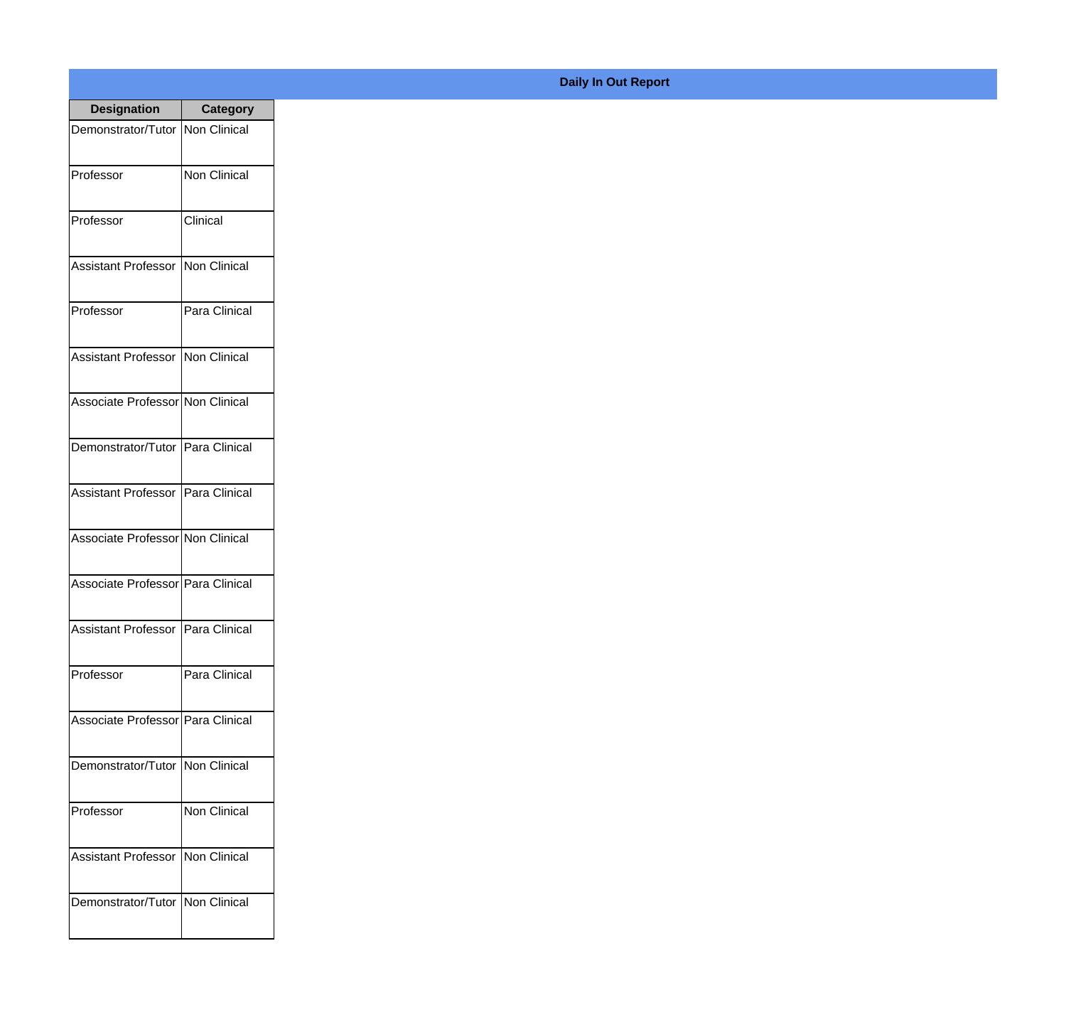**Daily In Out Report**

| Designation | Category |
|---|---|
| Demonstrator/Tutor | Non Clinical |
| Professor | Non Clinical |
| Professor | Clinical |
| Assistant Professor | Non Clinical |
| Professor | Para Clinical |
| Assistant Professor | Non Clinical |
| Associate Professor | Non Clinical |
| Demonstrator/Tutor | Para Clinical |
| Assistant Professor | Para Clinical |
| Associate Professor | Non Clinical |
| Associate Professor | Para Clinical |
| Assistant Professor | Para Clinical |
| Professor | Para Clinical |
| Associate Professor | Para Clinical |
| Demonstrator/Tutor | Non Clinical |
| Professor | Non Clinical |
| Assistant Professor | Non Clinical |
| Demonstrator/Tutor | Non Clinical |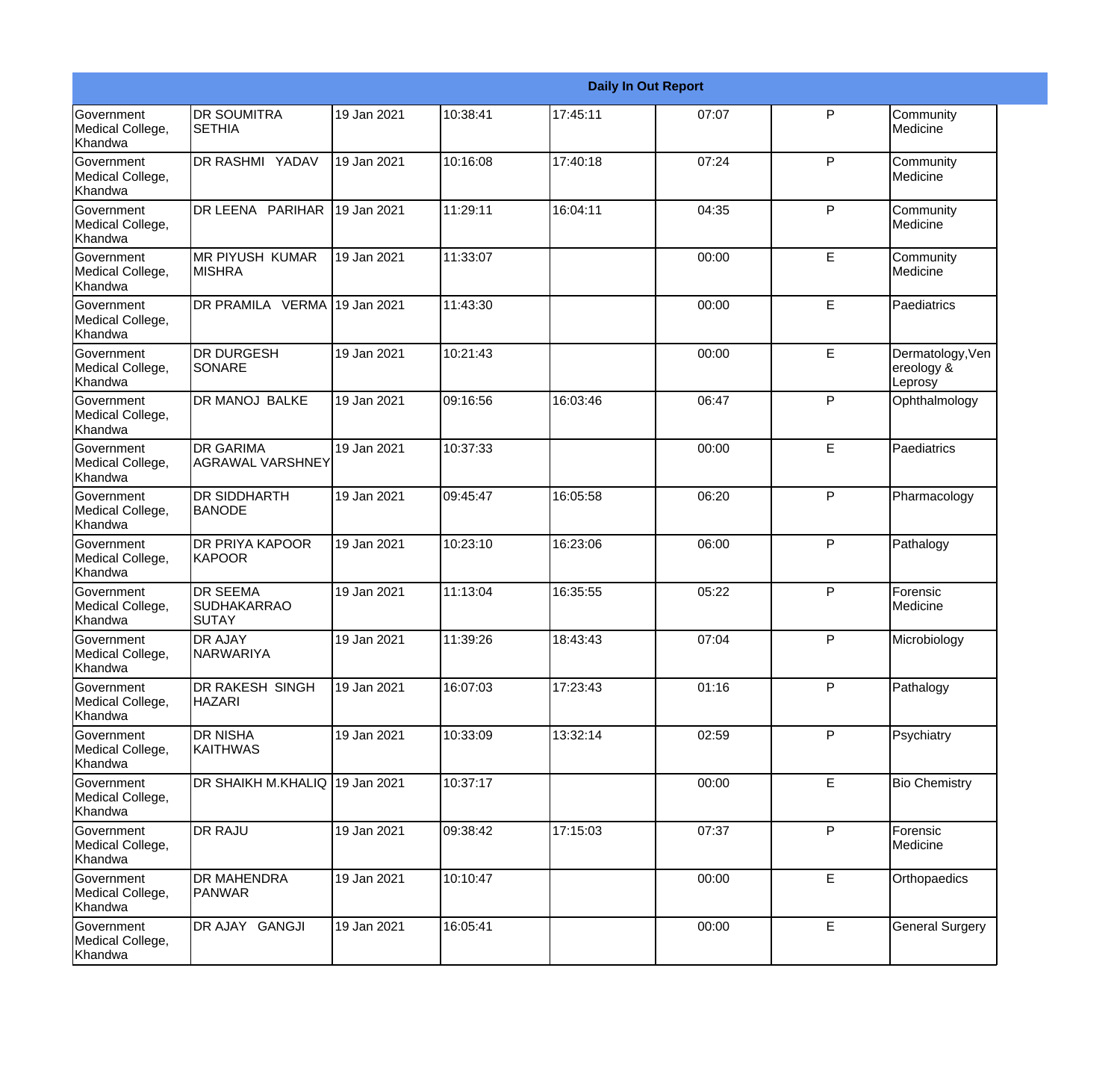| Daily In Out Report | | | | | | | |
|---|---|---|---|---|---|---|---|
| Government Medical College, Khandwa | DR SOUMITRA SETHIA | 19 Jan 2021 | 10:38:41 | 17:45:11 | 07:07 | P | Community Medicine |
| Government Medical College, Khandwa | DR RASHMI YADAV | 19 Jan 2021 | 10:16:08 | 17:40:18 | 07:24 | P | Community Medicine |
| Government Medical College, Khandwa | DR LEENA PARIHAR | 19 Jan 2021 | 11:29:11 | 16:04:11 | 04:35 | P | Community Medicine |
| Government Medical College, Khandwa | MR PIYUSH KUMAR MISHRA | 19 Jan 2021 | 11:33:07 | | 00:00 | E | Community Medicine |
| Government Medical College, Khandwa | DR PRAMILA VERMA | 19 Jan 2021 | 11:43:30 | | 00:00 | E | Paediatrics |
| Government Medical College, Khandwa | DR DURGESH SONARE | 19 Jan 2021 | 10:21:43 | | 00:00 | E | Dermatology,Venereology & Leprosy |
| Government Medical College, Khandwa | DR MANOJ BALKE | 19 Jan 2021 | 09:16:56 | 16:03:46 | 06:47 | P | Ophthalmology |
| Government Medical College, Khandwa | DR GARIMA AGRAWAL VARSHNEY | 19 Jan 2021 | 10:37:33 | | 00:00 | E | Paediatrics |
| Government Medical College, Khandwa | DR SIDDHARTH BANODE | 19 Jan 2021 | 09:45:47 | 16:05:58 | 06:20 | P | Pharmacology |
| Government Medical College, Khandwa | DR PRIYA KAPOOR KAPOOR | 19 Jan 2021 | 10:23:10 | 16:23:06 | 06:00 | P | Pathalogy |
| Government Medical College, Khandwa | DR SEEMA SUDHAKARRAO SUTAY | 19 Jan 2021 | 11:13:04 | 16:35:55 | 05:22 | P | Forensic Medicine |
| Government Medical College, Khandwa | DR AJAY NARWARIYA | 19 Jan 2021 | 11:39:26 | 18:43:43 | 07:04 | P | Microbiology |
| Government Medical College, Khandwa | DR RAKESH SINGH HAZARI | 19 Jan 2021 | 16:07:03 | 17:23:43 | 01:16 | P | Pathalogy |
| Government Medical College, Khandwa | DR NISHA KAITHWAS | 19 Jan 2021 | 10:33:09 | 13:32:14 | 02:59 | P | Psychiatry |
| Government Medical College, Khandwa | DR SHAIKH M.KHALIQ | 19 Jan 2021 | 10:37:17 | | 00:00 | E | Bio Chemistry |
| Government Medical College, Khandwa | DR RAJU | 19 Jan 2021 | 09:38:42 | 17:15:03 | 07:37 | P | Forensic Medicine |
| Government Medical College, Khandwa | DR MAHENDRA PANWAR | 19 Jan 2021 | 10:10:47 | | 00:00 | E | Orthopaedics |
| Government Medical College, Khandwa | DR AJAY GANGJI | 19 Jan 2021 | 16:05:41 | | 00:00 | E | General Surgery |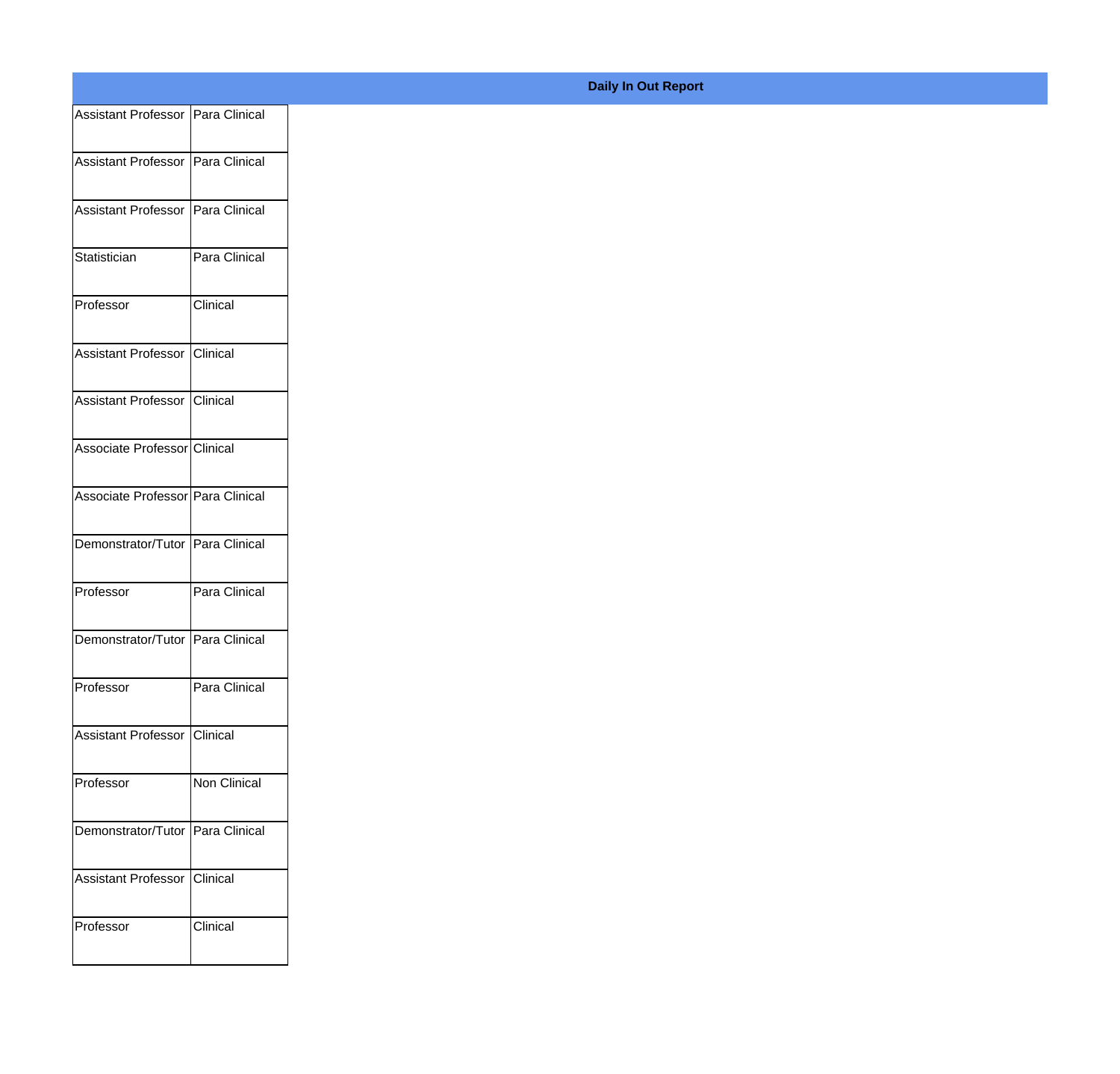**Daily In Out Report**

| | |
|---|---|
| Assistant Professor | Para Clinical |
| Assistant Professor | Para Clinical |
| Assistant Professor | Para Clinical |
| Statistician | Para Clinical |
| Professor | Clinical |
| Assistant Professor | Clinical |
| Assistant Professor | Clinical |
| Associate Professor | Clinical |
| Associate Professor | Para Clinical |
| Demonstrator/Tutor | Para Clinical |
| Professor | Para Clinical |
| Demonstrator/Tutor | Para Clinical |
| Professor | Para Clinical |
| Assistant Professor | Clinical |
| Professor | Non Clinical |
| Demonstrator/Tutor | Para Clinical |
| Assistant Professor | Clinical |
| Professor | Clinical |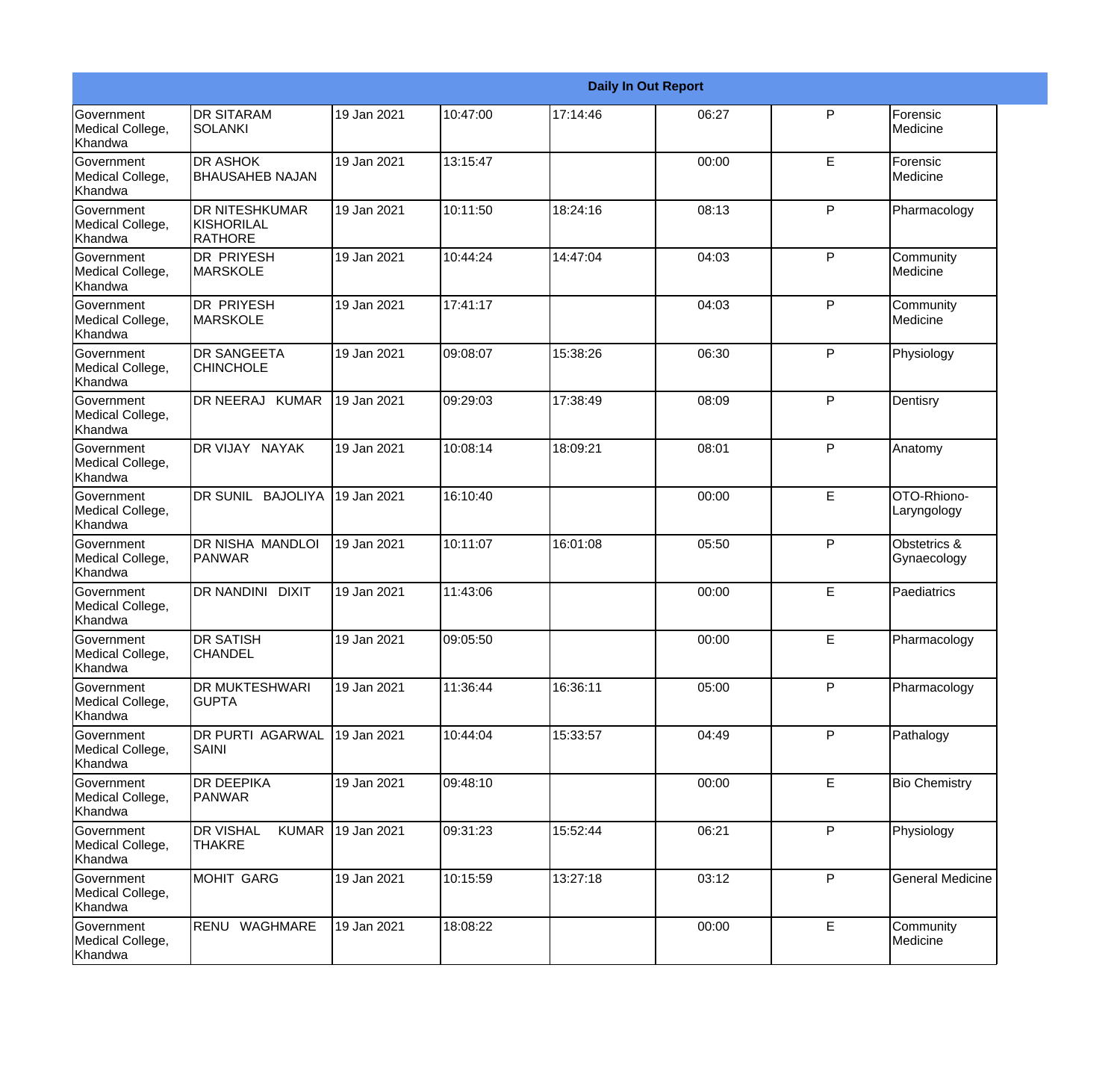| Daily In Out Report | | | | | | | |
|---|---|---|---|---|---|---|---|
| Government Medical College, Khandwa | DR SITARAM SOLANKI | 19 Jan 2021 | 10:47:00 | 17:14:46 | 06:27 | P | Forensic Medicine |
| Government Medical College, Khandwa | DR ASHOK BHAUSAHEB NAJAN | 19 Jan 2021 | 13:15:47 | | 00:00 | E | Forensic Medicine |
| Government Medical College, Khandwa | DR NITESHKUMAR KISHORILAL RATHORE | 19 Jan 2021 | 10:11:50 | 18:24:16 | 08:13 | P | Pharmacology |
| Government Medical College, Khandwa | DR PRIYESH MARSKOLE | 19 Jan 2021 | 10:44:24 | 14:47:04 | 04:03 | P | Community Medicine |
| Government Medical College, Khandwa | DR PRIYESH MARSKOLE | 19 Jan 2021 | 17:41:17 | | 04:03 | P | Community Medicine |
| Government Medical College, Khandwa | DR SANGEETA CHINCHOLE | 19 Jan 2021 | 09:08:07 | 15:38:26 | 06:30 | P | Physiology |
| Government Medical College, Khandwa | DR NEERAJ KUMAR | 19 Jan 2021 | 09:29:03 | 17:38:49 | 08:09 | P | Dentisry |
| Government Medical College, Khandwa | DR VIJAY NAYAK | 19 Jan 2021 | 10:08:14 | 18:09:21 | 08:01 | P | Anatomy |
| Government Medical College, Khandwa | DR SUNIL BAJOLIYA | 19 Jan 2021 | 16:10:40 | | 00:00 | E | OTO-Rhiono-Laryngology |
| Government Medical College, Khandwa | DR NISHA MANDLOI PANWAR | 19 Jan 2021 | 10:11:07 | 16:01:08 | 05:50 | P | Obstetrics & Gynaecology |
| Government Medical College, Khandwa | DR NANDINI DIXIT | 19 Jan 2021 | 11:43:06 | | 00:00 | E | Paediatrics |
| Government Medical College, Khandwa | DR SATISH CHANDEL | 19 Jan 2021 | 09:05:50 | | 00:00 | E | Pharmacology |
| Government Medical College, Khandwa | DR MUKTESHWARI GUPTA | 19 Jan 2021 | 11:36:44 | 16:36:11 | 05:00 | P | Pharmacology |
| Government Medical College, Khandwa | DR PURTI AGARWAL SAINI | 19 Jan 2021 | 10:44:04 | 15:33:57 | 04:49 | P | Pathalogy |
| Government Medical College, Khandwa | DR DEEPIKA PANWAR | 19 Jan 2021 | 09:48:10 | | 00:00 | E | Bio Chemistry |
| Government Medical College, Khandwa | DR VISHAL KUMAR THAKRE | 19 Jan 2021 | 09:31:23 | 15:52:44 | 06:21 | P | Physiology |
| Government Medical College, Khandwa | MOHIT GARG | 19 Jan 2021 | 10:15:59 | 13:27:18 | 03:12 | P | General Medicine |
| Government Medical College, Khandwa | RENU WAGHMARE | 19 Jan 2021 | 18:08:22 | | 00:00 | E | Community Medicine |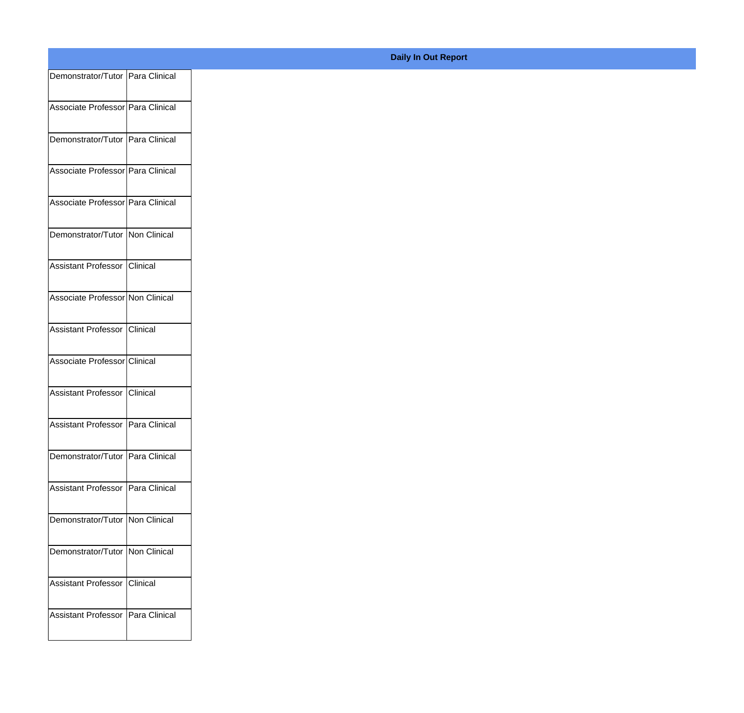**Daily In Out Report**

| | |
|---|---|
| Demonstrator/Tutor | Para Clinical |
| Associate Professor | Para Clinical |
| Demonstrator/Tutor | Para Clinical |
| Associate Professor | Para Clinical |
| Associate Professor | Para Clinical |
| Demonstrator/Tutor | Non Clinical |
| Assistant Professor | Clinical |
| Associate Professor | Non Clinical |
| Assistant Professor | Clinical |
| Associate Professor | Clinical |
| Assistant Professor | Clinical |
| Assistant Professor | Para Clinical |
| Demonstrator/Tutor | Para Clinical |
| Assistant Professor | Para Clinical |
| Demonstrator/Tutor | Non Clinical |
| Demonstrator/Tutor | Non Clinical |
| Assistant Professor | Clinical |
| Assistant Professor | Para Clinical |